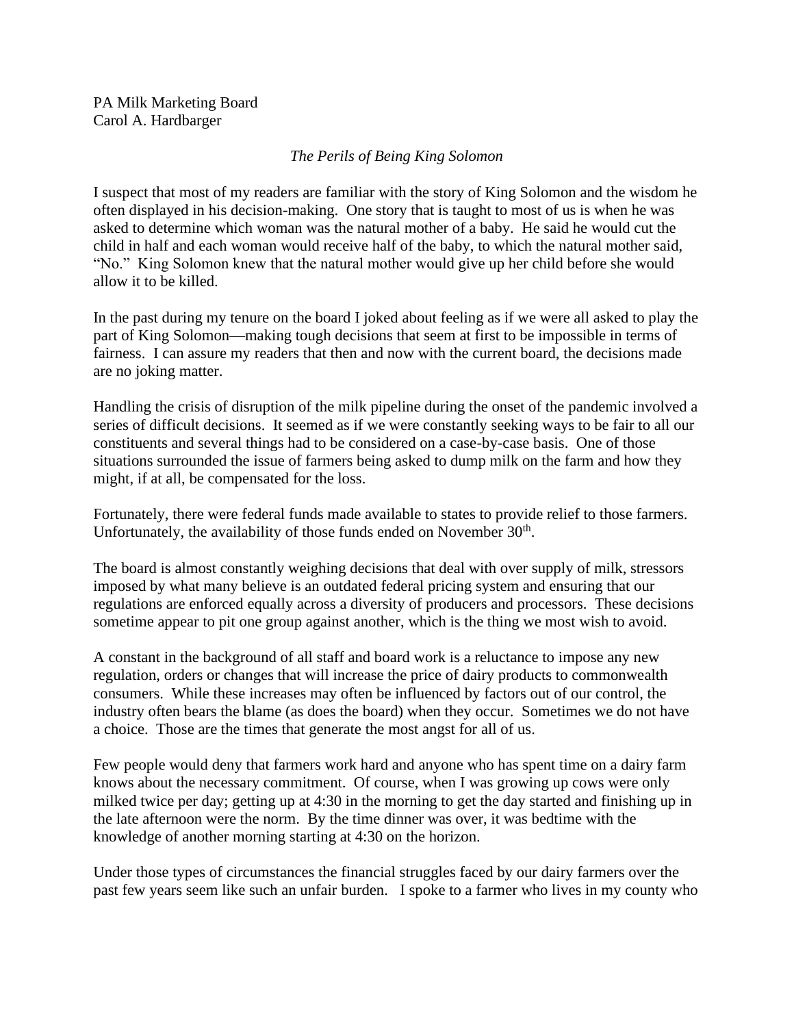PA Milk Marketing Board
Carol A. Hardbarger

*The Perils of Being King Solomon*

I suspect that most of my readers are familiar with the story of King Solomon and the wisdom he often displayed in his decision-making. One story that is taught to most of us is when he was asked to determine which woman was the natural mother of a baby. He said he would cut the child in half and each woman would receive half of the baby, to which the natural mother said, "No." King Solomon knew that the natural mother would give up her child before she would allow it to be killed.

In the past during my tenure on the board I joked about feeling as if we were all asked to play the part of King Solomon—making tough decisions that seem at first to be impossible in terms of fairness. I can assure my readers that then and now with the current board, the decisions made are no joking matter.

Handling the crisis of disruption of the milk pipeline during the onset of the pandemic involved a series of difficult decisions. It seemed as if we were constantly seeking ways to be fair to all our constituents and several things had to be considered on a case-by-case basis. One of those situations surrounded the issue of farmers being asked to dump milk on the farm and how they might, if at all, be compensated for the loss.

Fortunately, there were federal funds made available to states to provide relief to those farmers. Unfortunately, the availability of those funds ended on November 30th.

The board is almost constantly weighing decisions that deal with over supply of milk, stressors imposed by what many believe is an outdated federal pricing system and ensuring that our regulations are enforced equally across a diversity of producers and processors. These decisions sometime appear to pit one group against another, which is the thing we most wish to avoid.

A constant in the background of all staff and board work is a reluctance to impose any new regulation, orders or changes that will increase the price of dairy products to commonwealth consumers. While these increases may often be influenced by factors out of our control, the industry often bears the blame (as does the board) when they occur. Sometimes we do not have a choice. Those are the times that generate the most angst for all of us.

Few people would deny that farmers work hard and anyone who has spent time on a dairy farm knows about the necessary commitment. Of course, when I was growing up cows were only milked twice per day; getting up at 4:30 in the morning to get the day started and finishing up in the late afternoon were the norm. By the time dinner was over, it was bedtime with the knowledge of another morning starting at 4:30 on the horizon.

Under those types of circumstances the financial struggles faced by our dairy farmers over the past few years seem like such an unfair burden. I spoke to a farmer who lives in my county who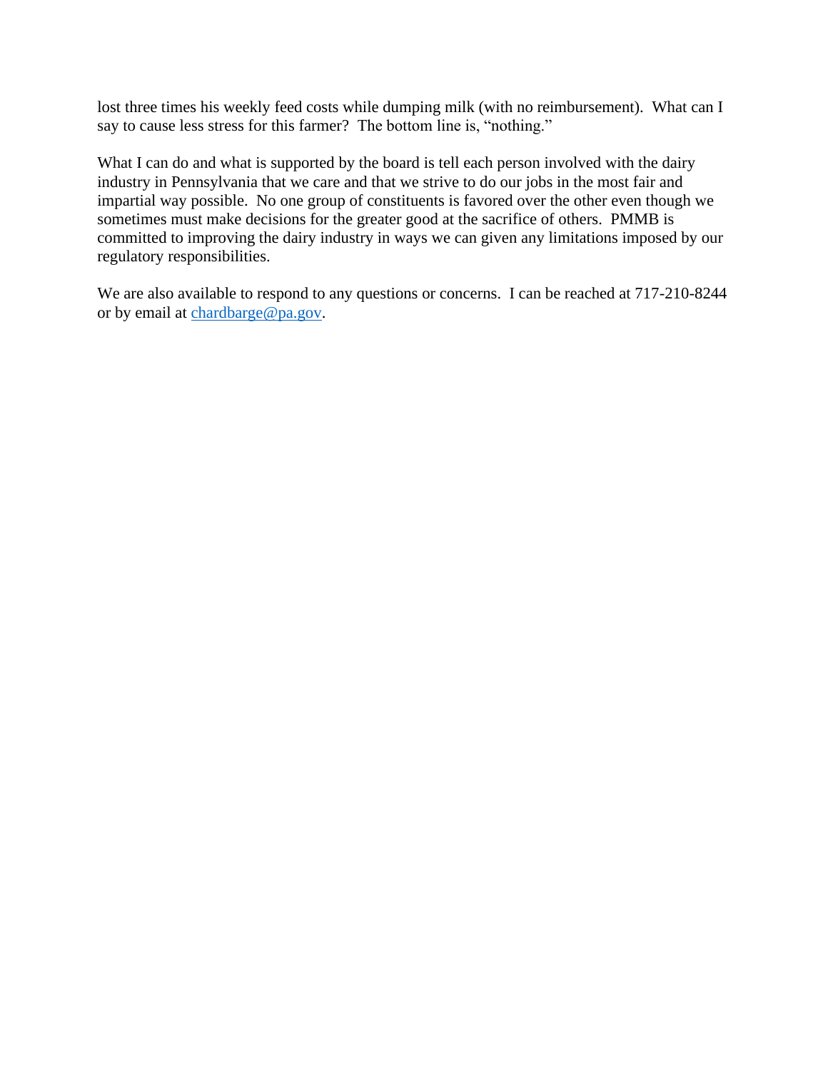lost three times his weekly feed costs while dumping milk (with no reimbursement). What can I say to cause less stress for this farmer? The bottom line is, "nothing."

What I can do and what is supported by the board is tell each person involved with the dairy industry in Pennsylvania that we care and that we strive to do our jobs in the most fair and impartial way possible. No one group of constituents is favored over the other even though we sometimes must make decisions for the greater good at the sacrifice of others. PMMB is committed to improving the dairy industry in ways we can given any limitations imposed by our regulatory responsibilities.

We are also available to respond to any questions or concerns. I can be reached at 717-210-8244 or by email at chardbarge@pa.gov.